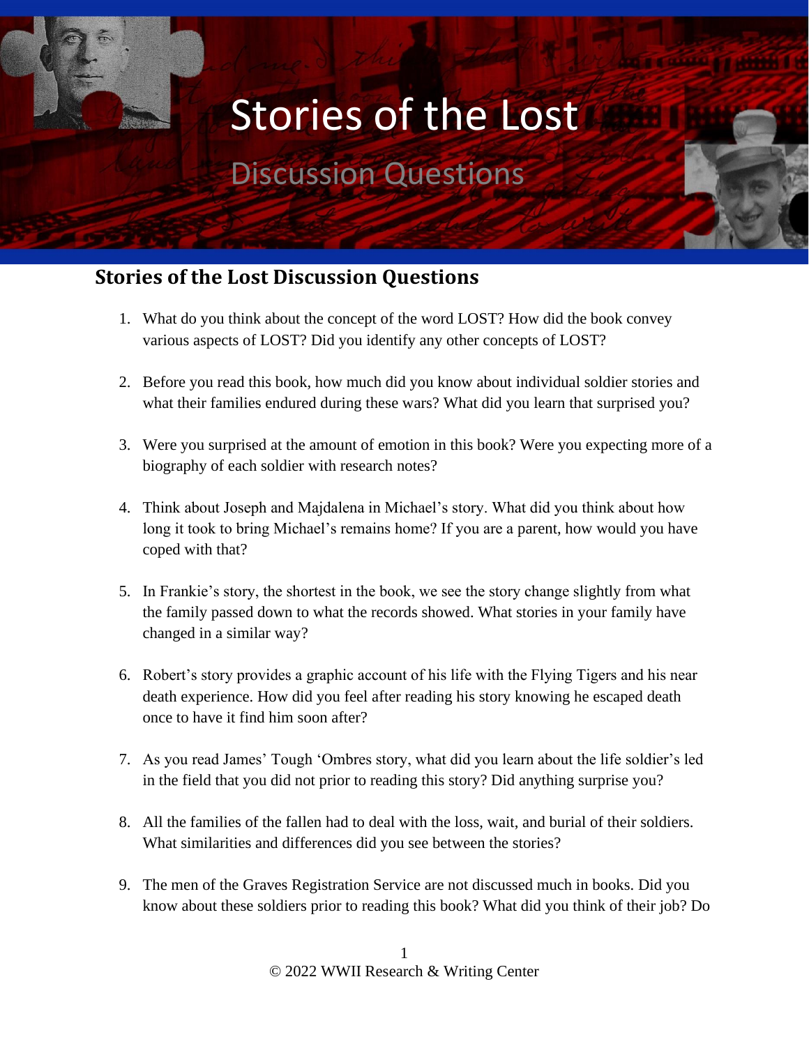# Stories of the Lost

## Discussion Questions

### Stories of the Lost Discussion Questions

1. What do you think about the concept of the word LOST? How did the book convey various aspects of LOST? Did you identify any other concepts of LOST?

2. Before you read this book, how much did you know about individual soldier stories and what their families endured during these wars? What did you learn that surprised you?

3. Were you surprised at the amount of emotion in this book? Were you expecting more of a biography of each soldier with research notes?

4. Think about Joseph and Majdalena in Michael's story. What did you think about how long it took to bring Michael's remains home? If you are a parent, how would you have coped with that?

5. In Frankie's story, the shortest in the book, we see the story change slightly from what the family passed down to what the records showed. What stories in your family have changed in a similar way?

6. Robert's story provides a graphic account of his life with the Flying Tigers and his near death experience. How did you feel after reading his story knowing he escaped death once to have it find him soon after?

7. As you read James' Tough 'Ombres story, what did you learn about the life soldier's led in the field that you did not prior to reading this story? Did anything surprise you?

8. All the families of the fallen had to deal with the loss, wait, and burial of their soldiers. What similarities and differences did you see between the stories?

9. The men of the Graves Registration Service are not discussed much in books. Did you know about these soldiers prior to reading this book? What did you think of their job? Do

© 2022 WWII Research & Writing Center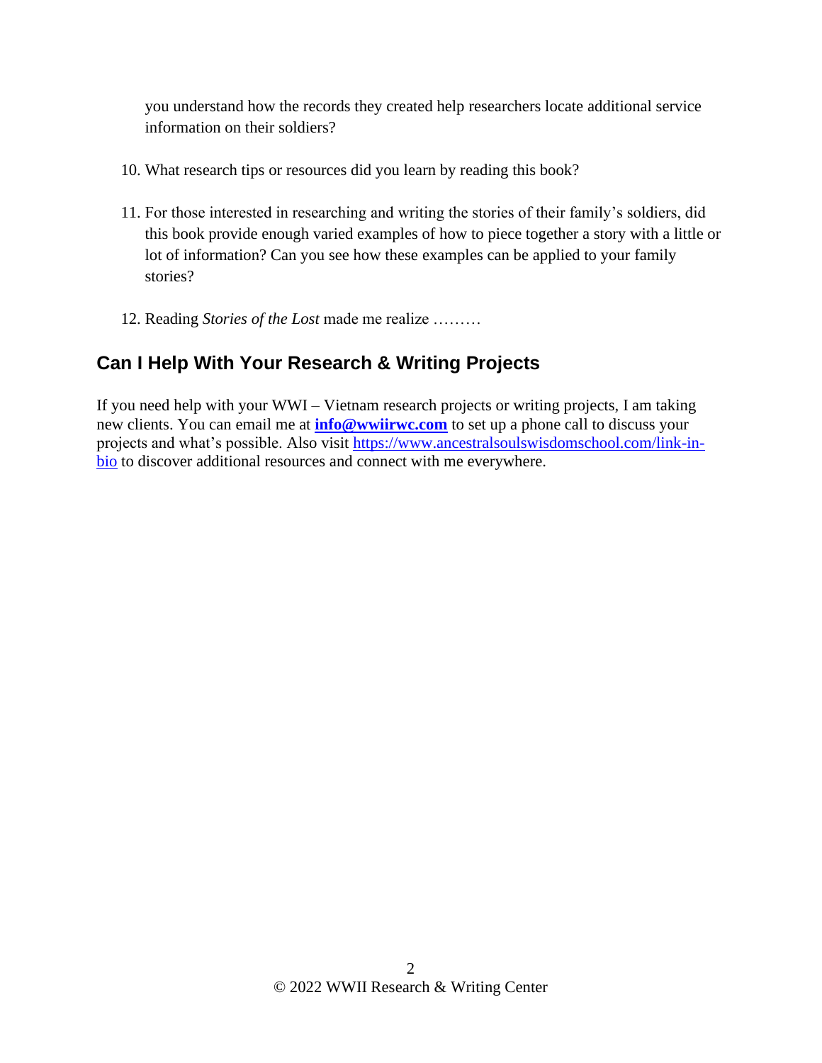you understand how the records they created help researchers locate additional service information on their soldiers?

10. What research tips or resources did you learn by reading this book?

11. For those interested in researching and writing the stories of their family's soldiers, did this book provide enough varied examples of how to piece together a story with a little or lot of information? Can you see how these examples can be applied to your family stories?

12. Reading *Stories of the Lost* made me realize ………

## Can I Help With Your Research & Writing Projects

If you need help with your WWI – Vietnam research projects or writing projects, I am taking new clients. You can email me at **info@wwiirwc.com** to set up a phone call to discuss your projects and what's possible. Also visit https://www.ancestralsoulswisdomschool.com/link-in-bio to discover additional resources and connect with me everywhere.

© 2022 WWII Research & Writing Center